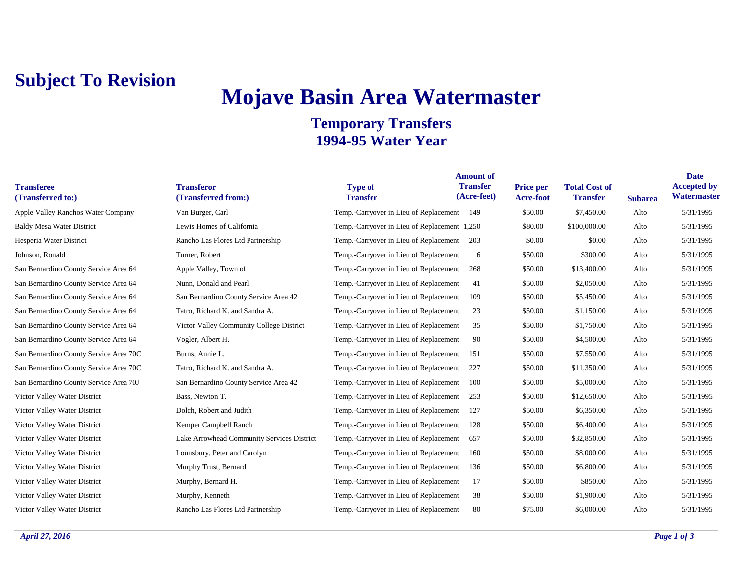**Subject To Revision**

# Mojave Basin Area Watermaster

## Temporary Transfers
## 1994-95 Water Year

| Transferee (Transferred to:) | Transferor (Transferred from:) | Type of Transfer | Amount of Transfer (Acre-feet) | Price per Acre-foot | Total Cost of Transfer | Subarea | Date Accepted by Watermaster |
|---|---|---|---|---|---|---|---|
| Apple Valley Ranchos Water Company | Van Burger, Carl | Temp.-Carryover in Lieu of Replacement | 149 | $50.00 | $7,450.00 | Alto | 5/31/1995 |
| Baldy Mesa Water District | Lewis Homes of California | Temp.-Carryover in Lieu of Replacement | 1,250 | $80.00 | $100,000.00 | Alto | 5/31/1995 |
| Hesperia Water District | Rancho Las Flores Ltd Partnership | Temp.-Carryover in Lieu of Replacement | 203 | $0.00 | $0.00 | Alto | 5/31/1995 |
| Johnson, Ronald | Turner, Robert | Temp.-Carryover in Lieu of Replacement | 6 | $50.00 | $300.00 | Alto | 5/31/1995 |
| San Bernardino County Service Area 64 | Apple Valley, Town of | Temp.-Carryover in Lieu of Replacement | 268 | $50.00 | $13,400.00 | Alto | 5/31/1995 |
| San Bernardino County Service Area 64 | Nunn, Donald and Pearl | Temp.-Carryover in Lieu of Replacement | 41 | $50.00 | $2,050.00 | Alto | 5/31/1995 |
| San Bernardino County Service Area 64 | San Bernardino County Service Area 42 | Temp.-Carryover in Lieu of Replacement | 109 | $50.00 | $5,450.00 | Alto | 5/31/1995 |
| San Bernardino County Service Area 64 | Tatro, Richard K. and Sandra A. | Temp.-Carryover in Lieu of Replacement | 23 | $50.00 | $1,150.00 | Alto | 5/31/1995 |
| San Bernardino County Service Area 64 | Victor Valley Community College District | Temp.-Carryover in Lieu of Replacement | 35 | $50.00 | $1,750.00 | Alto | 5/31/1995 |
| San Bernardino County Service Area 64 | Vogler, Albert H. | Temp.-Carryover in Lieu of Replacement | 90 | $50.00 | $4,500.00 | Alto | 5/31/1995 |
| San Bernardino County Service Area 70C | Burns, Annie L. | Temp.-Carryover in Lieu of Replacement | 151 | $50.00 | $7,550.00 | Alto | 5/31/1995 |
| San Bernardino County Service Area 70C | Tatro, Richard K. and Sandra A. | Temp.-Carryover in Lieu of Replacement | 227 | $50.00 | $11,350.00 | Alto | 5/31/1995 |
| San Bernardino County Service Area 70J | San Bernardino County Service Area 42 | Temp.-Carryover in Lieu of Replacement | 100 | $50.00 | $5,000.00 | Alto | 5/31/1995 |
| Victor Valley Water District | Bass, Newton T. | Temp.-Carryover in Lieu of Replacement | 253 | $50.00 | $12,650.00 | Alto | 5/31/1995 |
| Victor Valley Water District | Dolch, Robert and Judith | Temp.-Carryover in Lieu of Replacement | 127 | $50.00 | $6,350.00 | Alto | 5/31/1995 |
| Victor Valley Water District | Kemper Campbell Ranch | Temp.-Carryover in Lieu of Replacement | 128 | $50.00 | $6,400.00 | Alto | 5/31/1995 |
| Victor Valley Water District | Lake Arrowhead Community Services District | Temp.-Carryover in Lieu of Replacement | 657 | $50.00 | $32,850.00 | Alto | 5/31/1995 |
| Victor Valley Water District | Lounsbury, Peter and Carolyn | Temp.-Carryover in Lieu of Replacement | 160 | $50.00 | $8,000.00 | Alto | 5/31/1995 |
| Victor Valley Water District | Murphy Trust, Bernard | Temp.-Carryover in Lieu of Replacement | 136 | $50.00 | $6,800.00 | Alto | 5/31/1995 |
| Victor Valley Water District | Murphy, Bernard H. | Temp.-Carryover in Lieu of Replacement | 17 | $50.00 | $850.00 | Alto | 5/31/1995 |
| Victor Valley Water District | Murphy, Kenneth | Temp.-Carryover in Lieu of Replacement | 38 | $50.00 | $1,900.00 | Alto | 5/31/1995 |
| Victor Valley Water District | Rancho Las Flores Ltd Partnership | Temp.-Carryover in Lieu of Replacement | 80 | $75.00 | $6,000.00 | Alto | 5/31/1995 |

*April 27, 2016*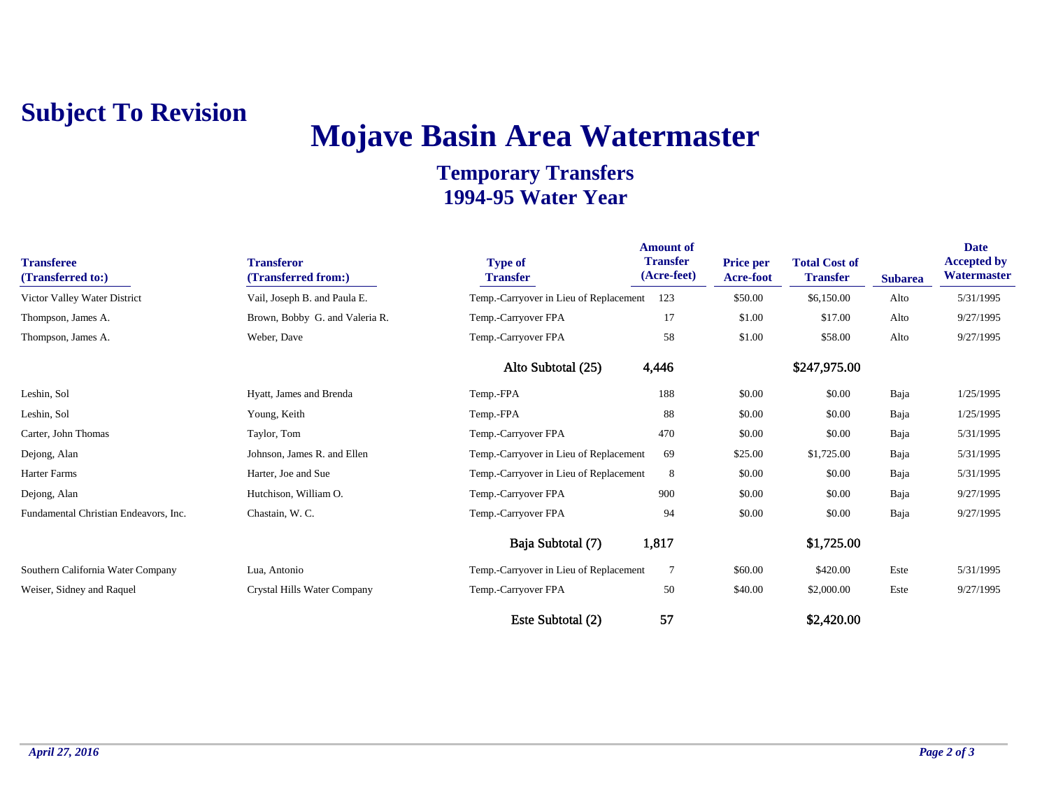**Subject To Revision**

# Mojave Basin Area Watermaster

## Temporary Transfers
## 1994-95 Water Year

| Transferee (Transferred to:) | Transferor (Transferred from:) | Type of Transfer | Amount of Transfer (Acre-feet) | Price per Acre-foot | Total Cost of Transfer | Subarea | Date Accepted by Watermaster |
|---|---|---|---|---|---|---|---|
| Victor Valley Water District | Vail, Joseph B. and Paula E. | Temp.-Carryover in Lieu of Replacement | 123 | $50.00 | $6,150.00 | Alto | 5/31/1995 |
| Thompson, James A. | Brown, Bobby G. and Valeria R. | Temp.-Carryover FPA | 17 | $1.00 | $17.00 | Alto | 9/27/1995 |
| Thompson, James A. | Weber, Dave | Temp.-Carryover FPA | 58 | $1.00 | $58.00 | Alto | 9/27/1995 |
| | | Alto Subtotal (25) | 4,446 | | $247,975.00 | | |
| Leshin, Sol | Hyatt, James and Brenda | Temp.-FPA | 188 | $0.00 | $0.00 | Baja | 1/25/1995 |
| Leshin, Sol | Young, Keith | Temp.-FPA | 88 | $0.00 | $0.00 | Baja | 1/25/1995 |
| Carter, John Thomas | Taylor, Tom | Temp.-Carryover FPA | 470 | $0.00 | $0.00 | Baja | 5/31/1995 |
| Dejong, Alan | Johnson, James R. and Ellen | Temp.-Carryover in Lieu of Replacement | 69 | $25.00 | $1,725.00 | Baja | 5/31/1995 |
| Harter Farms | Harter, Joe and Sue | Temp.-Carryover in Lieu of Replacement | 8 | $0.00 | $0.00 | Baja | 5/31/1995 |
| Dejong, Alan | Hutchison, William O. | Temp.-Carryover FPA | 900 | $0.00 | $0.00 | Baja | 9/27/1995 |
| Fundamental Christian Endeavors, Inc. | Chastain, W. C. | Temp.-Carryover FPA | 94 | $0.00 | $0.00 | Baja | 9/27/1995 |
| | | Baja Subtotal (7) | 1,817 | | $1,725.00 | | |
| Southern California Water Company | Lua, Antonio | Temp.-Carryover in Lieu of Replacement | 7 | $60.00 | $420.00 | Este | 5/31/1995 |
| Weiser, Sidney and Raquel | Crystal Hills Water Company | Temp.-Carryover FPA | 50 | $40.00 | $2,000.00 | Este | 9/27/1995 |
| | | Este Subtotal (2) | 57 | | $2,420.00 | | |

*April 27, 2016*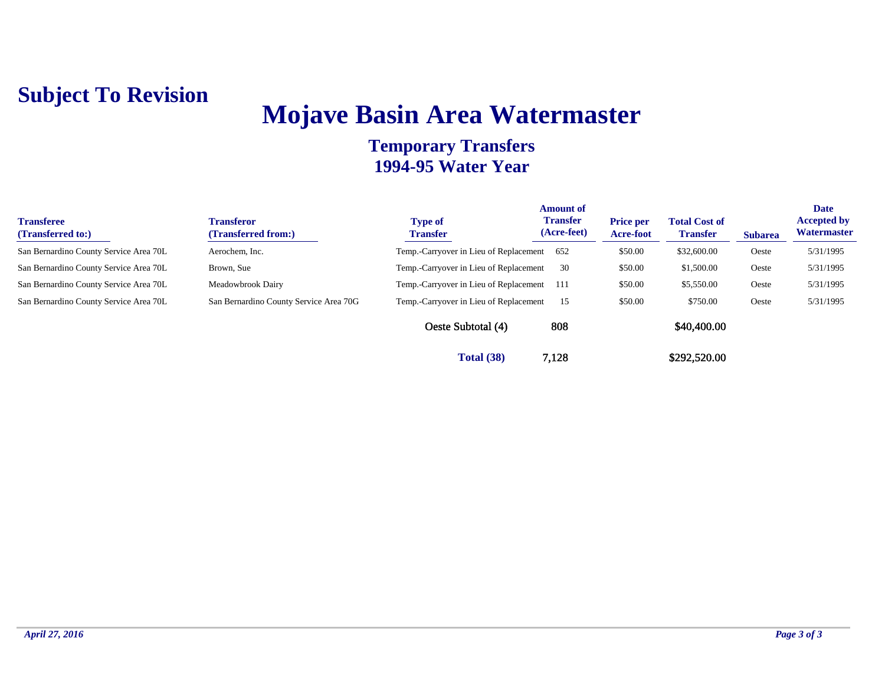**Subject To Revision**

# Mojave Basin Area Watermaster

## Temporary Transfers
## 1994-95 Water Year

| Transferee (Transferred to:) | Transferor (Transferred from:) | Type of Transfer | Amount of Transfer (Acre-feet) | Price per Acre-foot | Total Cost of Transfer | Subarea | Date Accepted by Watermaster |
|---|---|---|---|---|---|---|---|
| San Bernardino County Service Area 70L | Aerochem, Inc. | Temp.-Carryover in Lieu of Replacement | 652 | $50.00 | $32,600.00 | Oeste | 5/31/1995 |
| San Bernardino County Service Area 70L | Brown, Sue | Temp.-Carryover in Lieu of Replacement | 30 | $50.00 | $1,500.00 | Oeste | 5/31/1995 |
| San Bernardino County Service Area 70L | Meadowbrook Dairy | Temp.-Carryover in Lieu of Replacement | 111 | $50.00 | $5,550.00 | Oeste | 5/31/1995 |
| San Bernardino County Service Area 70L | San Bernardino County Service Area 70G | Temp.-Carryover in Lieu of Replacement | 15 | $50.00 | $750.00 | Oeste | 5/31/1995 |
| | | Oeste Subtotal (4) | 808 | | $40,400.00 | | |
| | | **Total (38)** | 7,128 | | $292,520.00 | | |

*April 27, 2016*